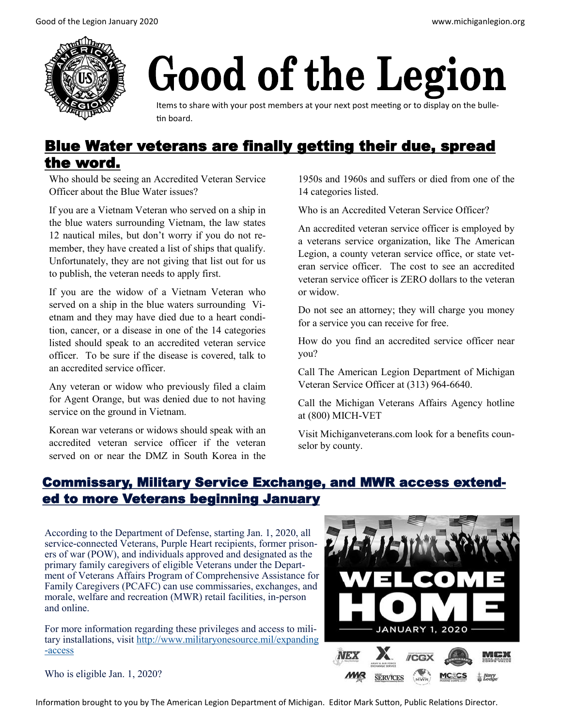# Good of the Legion

Items to share with your post members at your next post meeting or to display on the bulletin board.

## Blue Water veterans are finally getting their due, spread the word.

Who should be seeing an Accredited Veteran Service Officer about the Blue Water issues?

If you are a Vietnam Veteran who served on a ship in the blue waters surrounding Vietnam, the law states 12 nautical miles, but don't worry if you do not remember, they have created a list of ships that qualify. Unfortunately, they are not giving that list out for us to publish, the veteran needs to apply first.

If you are the widow of a Vietnam Veteran who served on a ship in the blue waters surrounding Vietnam and they may have died due to a heart condition, cancer, or a disease in one of the 14 categories listed should speak to an accredited veteran service officer. To be sure if the disease is covered, talk to an accredited service officer.

Any veteran or widow who previously filed a claim for Agent Orange, but was denied due to not having service on the ground in Vietnam.

Korean war veterans or widows should speak with an accredited veteran service officer if the veteran served on or near the DMZ in South Korea in the 1950s and 1960s and suffers or died from one of the 14 categories listed.

Who is an Accredited Veteran Service Officer?

An accredited veteran service officer is employed by a veterans service organization, like The American Legion, a county veteran service office, or state veteran service officer. The cost to see an accredited veteran service officer is ZERO dollars to the veteran or widow.

Do not see an attorney; they will charge you money for a service you can receive for free.

How do you find an accredited service officer near you?

Call The American Legion Department of Michigan Veteran Service Officer at (313) 964-6640.

Call the Michigan Veterans Affairs Agency hotline at (800) MICH-VET

Visit Michiganveterans.com look for a benefits counselor by county.

## Commissary, Military Service Exchange, and MWR access extended to more Veterans beginning January

According to the Department of Defense, starting Jan. 1, 2020, all service-connected Veterans, Purple Heart recipients, former prisoners of war (POW), and individuals approved and designated as the primary family caregivers of eligible Veterans under the Department of Veterans Affairs Program of Comprehensive Assistance for Family Caregivers (PCAFC) can use commissaries, exchanges, and morale, welfare and recreation (MWR) retail facilities, in-person and online.

For more information regarding these privileges and access to military installations, visit http://www.militaryonesource.mil/expanding-access

Who is eligible Jan. 1, 2020?

Information brought to you by The American Legion Department of Michigan. Editor Mark Sutton, Public Relations Director.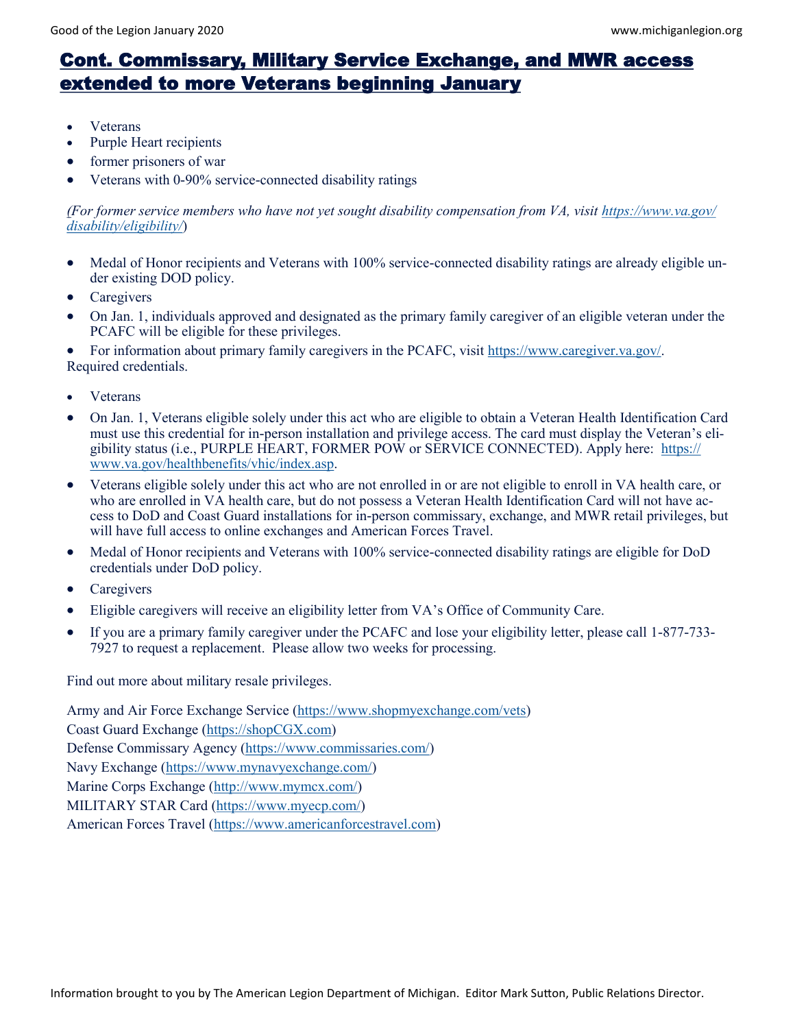## Cont. Commissary, Military Service Exchange, and MWR access extended to more Veterans beginning January

- Veterans
- Purple Heart recipients
- former prisoners of war
- Veterans with 0-90% service-connected disability ratings

*(For former service members who have not yet sought disability compensation from VA, visit https://www.va.gov/disability/eligibility/)*

- Medal of Honor recipients and Veterans with 100% service-connected disability ratings are already eligible under existing DOD policy.
- Caregivers
- On Jan. 1, individuals approved and designated as the primary family caregiver of an eligible veteran under the PCAFC will be eligible for these privileges.
- For information about primary family caregivers in the PCAFC, visit https://www.caregiver.va.gov/.

Required credentials.

- Veterans
- On Jan. 1, Veterans eligible solely under this act who are eligible to obtain a Veteran Health Identification Card must use this credential for in-person installation and privilege access. The card must display the Veteran's eligibility status (i.e., PURPLE HEART, FORMER POW or SERVICE CONNECTED). Apply here: https://www.va.gov/healthbenefits/vhic/index.asp.
- Veterans eligible solely under this act who are not enrolled in or are not eligible to enroll in VA health care, or who are enrolled in VA health care, but do not possess a Veteran Health Identification Card will not have access to DoD and Coast Guard installations for in-person commissary, exchange, and MWR retail privileges, but will have full access to online exchanges and American Forces Travel.
- Medal of Honor recipients and Veterans with 100% service-connected disability ratings are eligible for DoD credentials under DoD policy.
- Caregivers
- Eligible caregivers will receive an eligibility letter from VA's Office of Community Care.
- If you are a primary family caregiver under the PCAFC and lose your eligibility letter, please call 1-877-733-7927 to request a replacement. Please allow two weeks for processing.

Find out more about military resale privileges.

Army and Air Force Exchange Service (https://www.shopmyexchange.com/vets)
Coast Guard Exchange (https://shopCGX.com)
Defense Commissary Agency (https://www.commissaries.com/)
Navy Exchange (https://www.mynavyexchange.com/)
Marine Corps Exchange (http://www.mymcx.com/)
MILITARY STAR Card (https://www.myecp.com/)
American Forces Travel (https://www.americanforcestravel.com)

Information brought to you by The American Legion Department of Michigan. Editor Mark Sutton, Public Relations Director.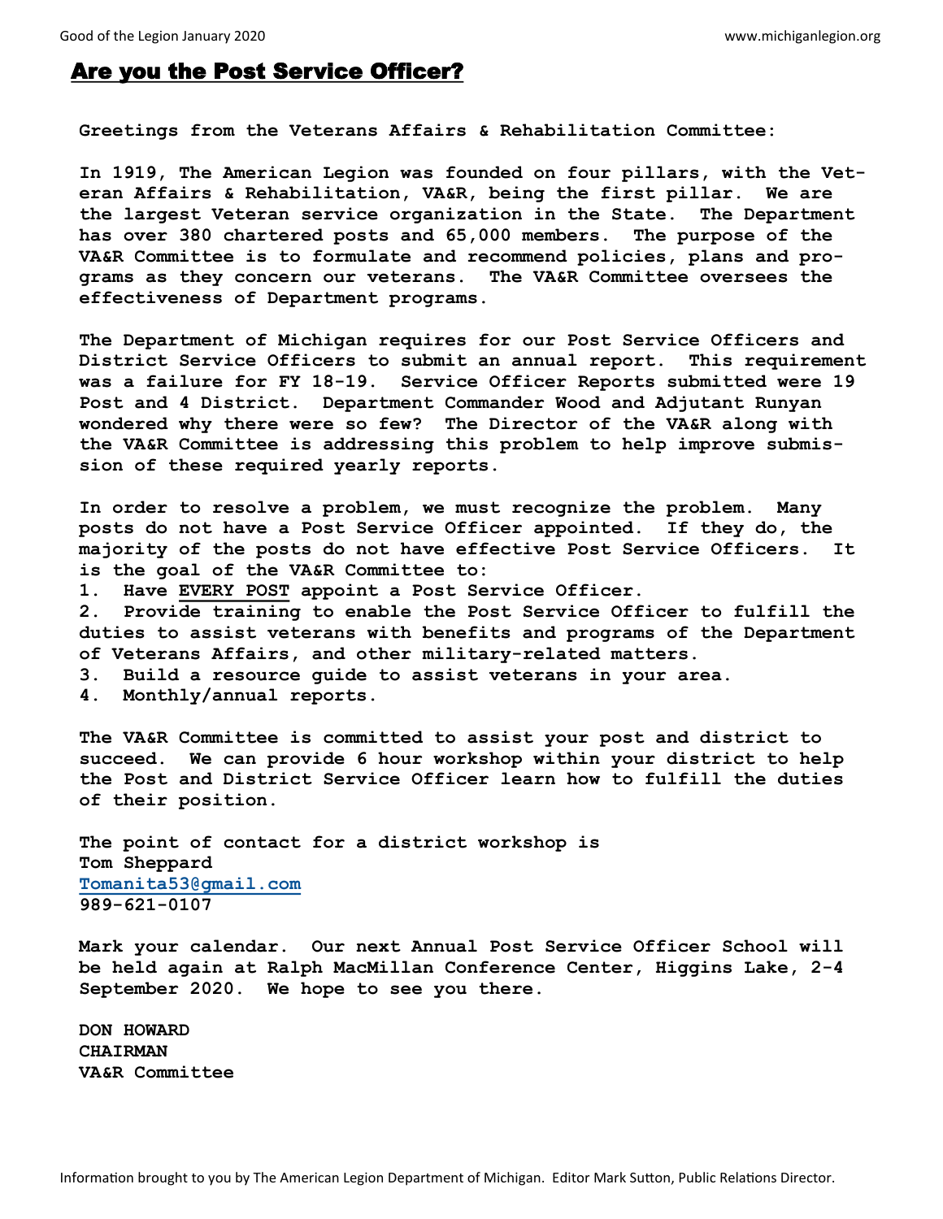# Are you the Post Service Officer?

**Greetings from the Veterans Affairs & Rehabilitation Committee:**

**In 1919, The American Legion was founded on four pillars, with the Veteran Affairs & Rehabilitation, VA&R, being the first pillar. We are the largest Veteran service organization in the State. The Department has over 380 chartered posts and 65,000 members. The purpose of the VA&R Committee is to formulate and recommend policies, plans and programs as they concern our veterans. The VA&R Committee oversees the effectiveness of Department programs.**

**The Department of Michigan requires for our Post Service Officers and District Service Officers to submit an annual report. This requirement was a failure for FY 18-19. Service Officer Reports submitted were 19 Post and 4 District. Department Commander Wood and Adjutant Runyan wondered why there were so few? The Director of the VA&R along with the VA&R Committee is addressing this problem to help improve submission of these required yearly reports.**

**In order to resolve a problem, we must recognize the problem. Many posts do not have a Post Service Officer appointed. If they do, the majority of the posts do not have effective Post Service Officers. It is the goal of the VA&R Committee to:**

1. **Have <u>EVERY POST</u> appoint a Post Service Officer.**
2. **Provide training to enable the Post Service Officer to fulfill the duties to assist veterans with benefits and programs of the Department of Veterans Affairs, and other military-related matters.**
3. **Build a resource guide to assist veterans in your area.**
4. **Monthly/annual reports.**

**The VA&R Committee is committed to assist your post and district to succeed. We can provide 6 hour workshop within your district to help the Post and District Service Officer learn how to fulfill the duties of their position.**

**The point of contact for a district workshop is**
**Tom Sheppard**
**Tomanita53@gmail.com**
**989-621-0107**

**Mark your calendar. Our next Annual Post Service Officer School will be held again at Ralph MacMillan Conference Center, Higgins Lake, 2-4 September 2020. We hope to see you there.**

**DON HOWARD**
**CHAIRMAN**
**VA&R Committee**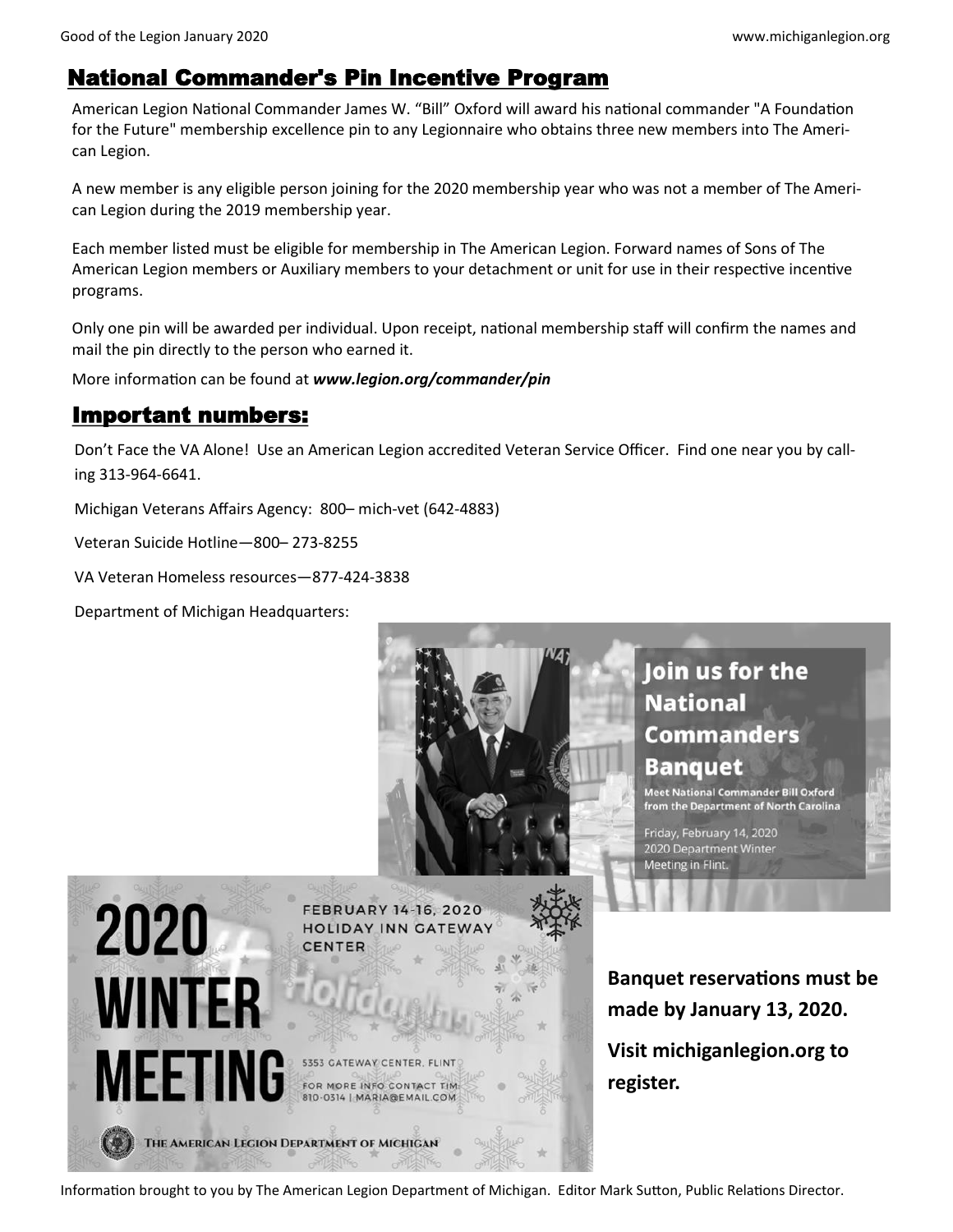## National Commander's Pin Incentive Program

American Legion National Commander James W. "Bill" Oxford will award his national commander "A Foundation for the Future" membership excellence pin to any Legionnaire who obtains three new members into The American Legion.

A new member is any eligible person joining for the 2020 membership year who was not a member of The American Legion during the 2019 membership year.

Each member listed must be eligible for membership in The American Legion. Forward names of Sons of The American Legion members or Auxiliary members to your detachment or unit for use in their respective incentive programs.

Only one pin will be awarded per individual. Upon receipt, national membership staff will confirm the names and mail the pin directly to the person who earned it.

More information can be found at ***www.legion.org/commander/pin***

## Important numbers:

Don't Face the VA Alone! Use an American Legion accredited Veteran Service Officer. Find one near you by calling 313-964-6641.

Michigan Veterans Affairs Agency: 800– mich-vet (642-4883)

Veteran Suicide Hotline—800– 273-8255

VA Veteran Homeless resources—877-424-3838

Department of Michigan Headquarters:

**Join us for the National Commanders Banquet**

**Meet National Commander Bill Oxford from the Department of North Carolina**

Friday, February 14, 2020
2020 Department Winter Meeting in Flint.

**2020 WINTER MEETING**

FEBRUARY 14-16, 2020
HOLIDAY INN GATEWAY CENTER

5353 GATEWAY CENTER, FLINT

FOR MORE INFO CONTACT TIM: 810-0314 | MARIA@EMAIL.COM

THE AMERICAN LEGION DEPARTMENT OF MICHIGAN

**Banquet reservations must be made by January 13, 2020.**

**Visit michiganlegion.org to register.**

Information brought to you by The American Legion Department of Michigan. Editor Mark Sutton, Public Relations Director.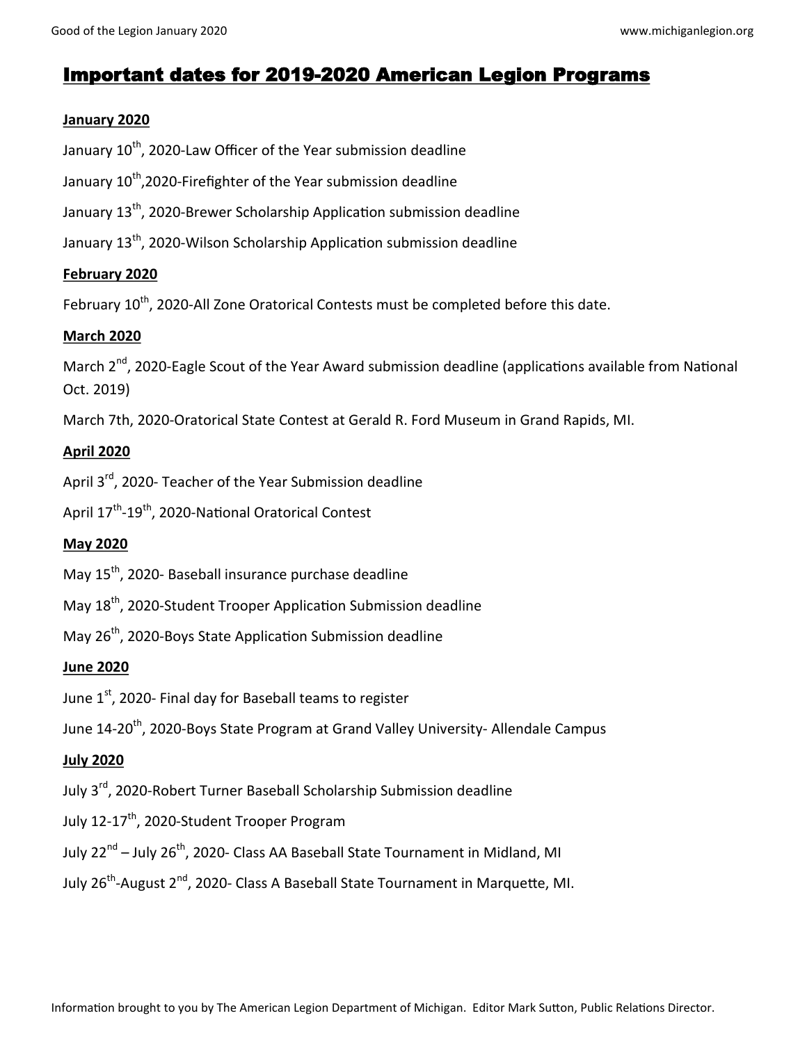# Important dates for 2019-2020 American Legion Programs

**January 2020**

January 10th, 2020-Law Officer of the Year submission deadline

January 10th,2020-Firefighter of the Year submission deadline

January 13th, 2020-Brewer Scholarship Application submission deadline

January 13th, 2020-Wilson Scholarship Application submission deadline

**February 2020**

February 10th, 2020-All Zone Oratorical Contests must be completed before this date.

**March 2020**

March 2nd, 2020-Eagle Scout of the Year Award submission deadline (applications available from National Oct. 2019)

March 7th, 2020-Oratorical State Contest at Gerald R. Ford Museum in Grand Rapids, MI.

**April 2020**

April 3rd, 2020- Teacher of the Year Submission deadline

April 17th-19th, 2020-National Oratorical Contest

**May 2020**

May 15th, 2020- Baseball insurance purchase deadline

May 18th, 2020-Student Trooper Application Submission deadline

May 26th, 2020-Boys State Application Submission deadline

**June 2020**

June 1st, 2020- Final day for Baseball teams to register

June 14-20th, 2020-Boys State Program at Grand Valley University- Allendale Campus

**July 2020**

July 3rd, 2020-Robert Turner Baseball Scholarship Submission deadline

July 12-17th, 2020-Student Trooper Program

July 22nd – July 26th, 2020- Class AA Baseball State Tournament in Midland, MI

July 26th-August 2nd, 2020- Class A Baseball State Tournament in Marquette, MI.

Information brought to you by The American Legion Department of Michigan. Editor Mark Sutton, Public Relations Director.